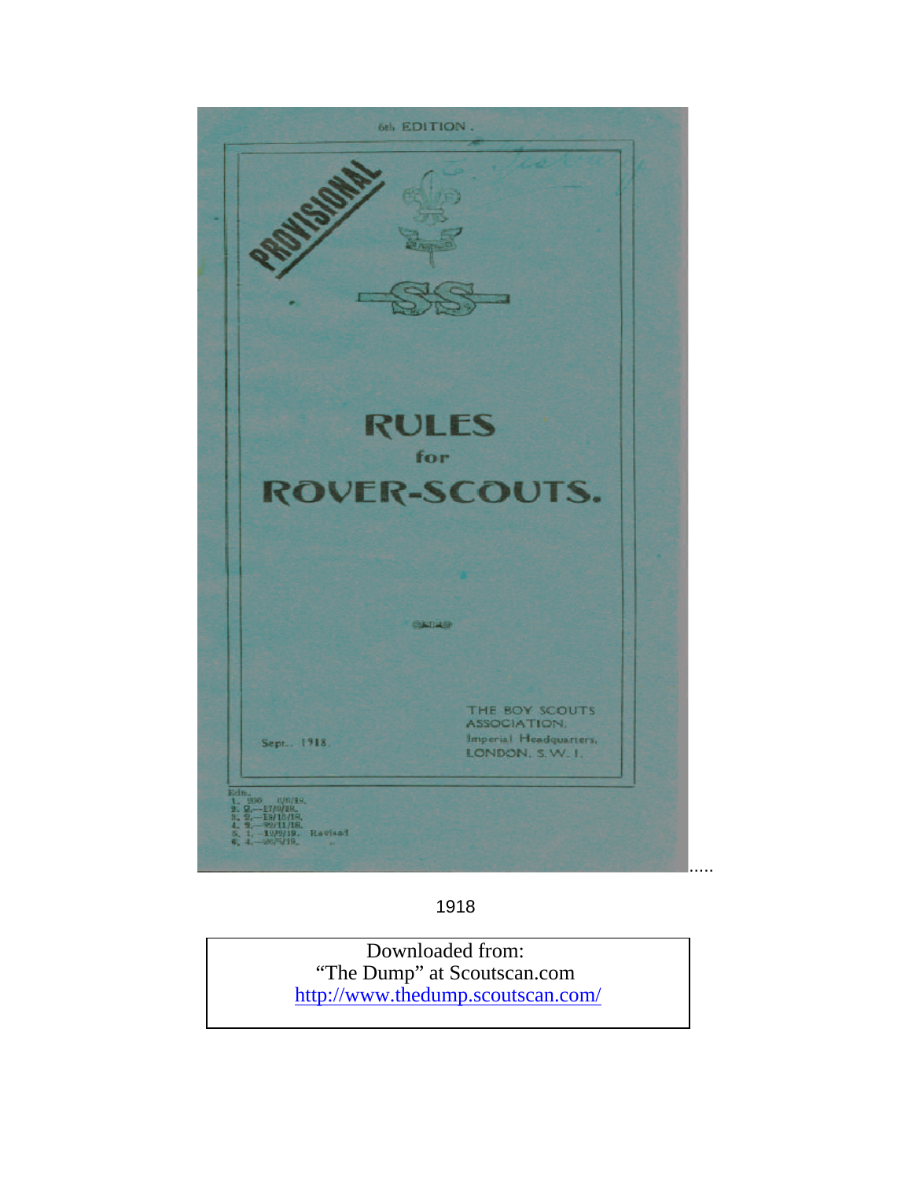6th EDITION.

PROVISIONAL

# RULES
for
# ROVER-SCOUTS.

Sept., 1918.

THE BOY SCOUTS ASSOCIATION,
Imperial Headquarters,
LONDON, S.W. 1.

Edn.
1. 200 6/6/18.
2. 2.—17/9/18.
3. 2.—19/10/18.
4. 2.—20/11/18.
5. 1.—12/2/19. Revised
6. 4.—26/5/19. "

1918

Downloaded from:
"The Dump" at Scoutscan.com
http://www.thedump.scoutscan.com/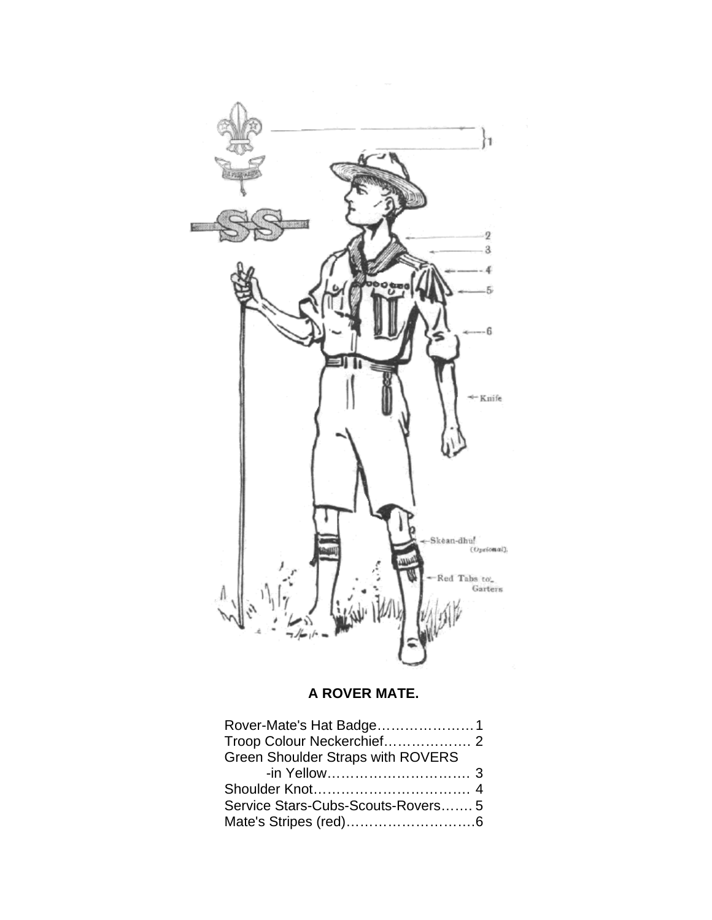**A ROVER MATE.**

Rover-Mate's Hat Badge…………………1
Troop Colour Neckerchief………………. 2
Green Shoulder Straps with ROVERS
-in Yellow…………………………. 3
Shoulder Knot……………………………. 4
Service Stars-Cubs-Scouts-Rovers……. 5
Mate's Stripes (red)………………………6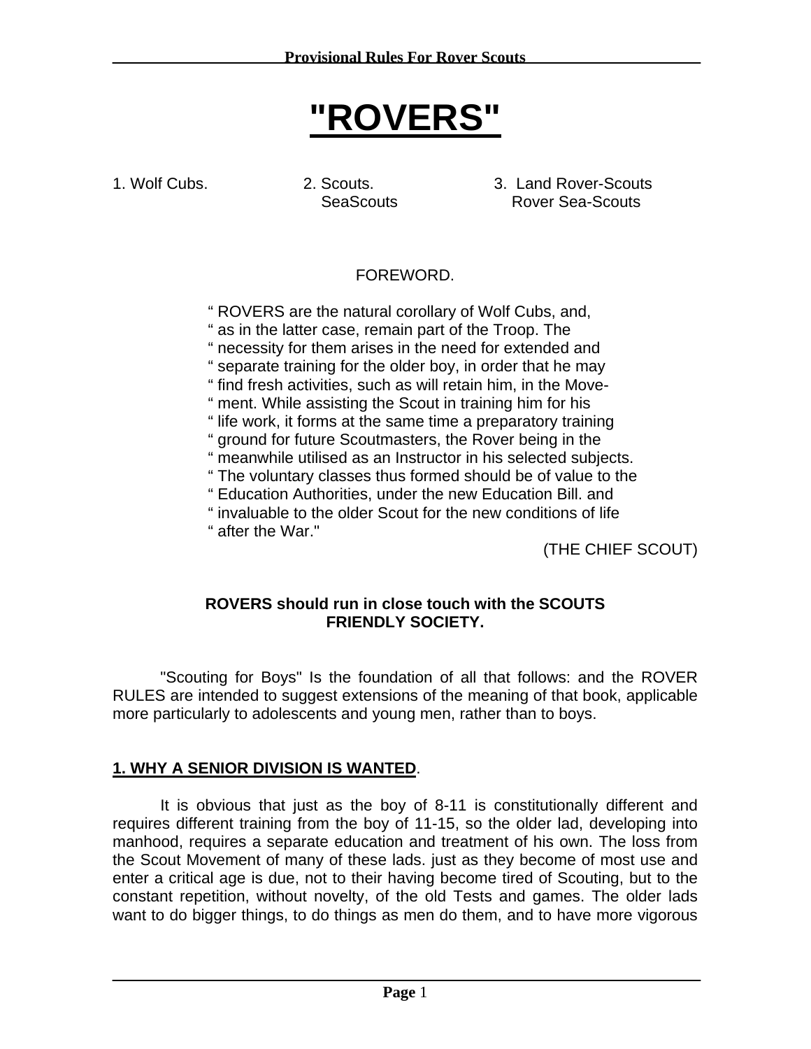# "ROVERS"

1. Wolf Cubs.
2. Scouts.
   SeaScouts
3. Land Rover-Scouts
   Rover Sea-Scouts

FOREWORD.

> " ROVERS are the natural corollary of Wolf Cubs, and,
> " as in the latter case, remain part of the Troop. The
> " necessity for them arises in the need for extended and
> " separate training for the older boy, in order that he may
> " find fresh activities, such as will retain him, in the Move-
> " ment. While assisting the Scout in training him for his
> " life work, it forms at the same time a preparatory training
> " ground for future Scoutmasters, the Rover being in the
> " meanwhile utilised as an Instructor in his selected subjects.
> " The voluntary classes thus formed should be of value to the
> " Education Authorities, under the new Education Bill. and
> " invaluable to the older Scout for the new conditions of life
> " after the War."
>
> (THE CHIEF SCOUT)

**ROVERS should run in close touch with the SCOUTS FRIENDLY SOCIETY.**

"Scouting for Boys" Is the foundation of all that follows: and the ROVER RULES are intended to suggest extensions of the meaning of that book, applicable more particularly to adolescents and young men, rather than to boys.

## 1. WHY A SENIOR DIVISION IS WANTED.

It is obvious that just as the boy of 8-11 is constitutionally different and requires different training from the boy of 11-15, so the older lad, developing into manhood, requires a separate education and treatment of his own. The loss from the Scout Movement of many of these lads. just as they become of most use and enter a critical age is due, not to their having become tired of Scouting, but to the constant repetition, without novelty, of the old Tests and games. The older lads want to do bigger things, to do things as men do them, and to have more vigorous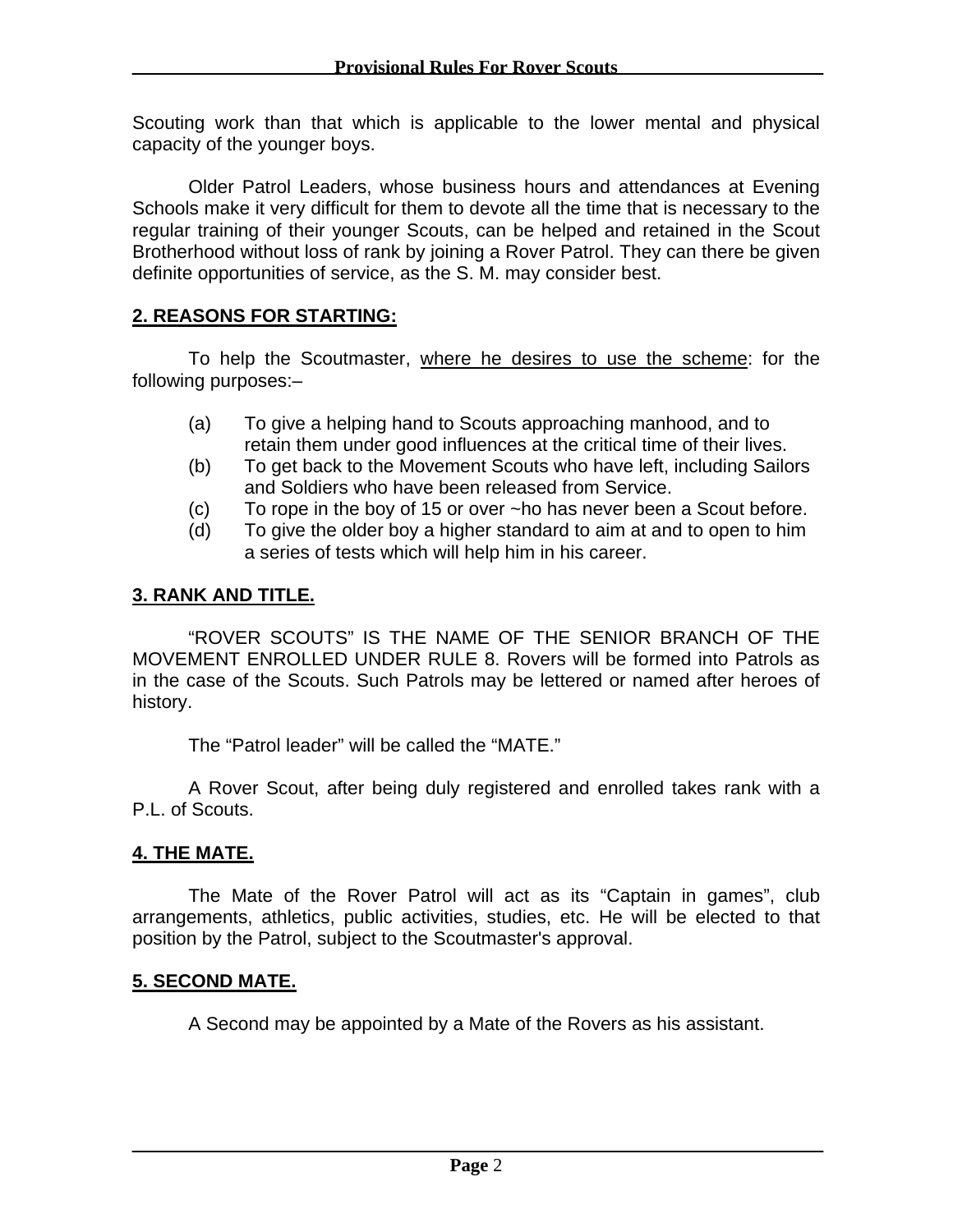Scouting work than that which is applicable to the lower mental and physical capacity of the younger boys.

Older Patrol Leaders, whose business hours and attendances at Evening Schools make it very difficult for them to devote all the time that is necessary to the regular training of their younger Scouts, can be helped and retained in the Scout Brotherhood without loss of rank by joining a Rover Patrol. They can there be given definite opportunities of service, as the S. M. may consider best.

## 2. REASONS FOR STARTING:

To help the Scoutmaster, where he desires to use the scheme: for the following purposes:–

- (a) To give a helping hand to Scouts approaching manhood, and to retain them under good influences at the critical time of their lives.
- (b) To get back to the Movement Scouts who have left, including Sailors and Soldiers who have been released from Service.
- (c) To rope in the boy of 15 or over ~ho has never been a Scout before.
- (d) To give the older boy a higher standard to aim at and to open to him a series of tests which will help him in his career.

## 3. RANK AND TITLE.

"ROVER SCOUTS" IS THE NAME OF THE SENIOR BRANCH OF THE MOVEMENT ENROLLED UNDER RULE 8. Rovers will be formed into Patrols as in the case of the Scouts. Such Patrols may be lettered or named after heroes of history.

The "Patrol leader" will be called the "MATE."

A Rover Scout, after being duly registered and enrolled takes rank with a P.L. of Scouts.

## 4. THE MATE.

The Mate of the Rover Patrol will act as its "Captain in games", club arrangements, athletics, public activities, studies, etc. He will be elected to that position by the Patrol, subject to the Scoutmaster's approval.

## 5. SECOND MATE.

A Second may be appointed by a Mate of the Rovers as his assistant.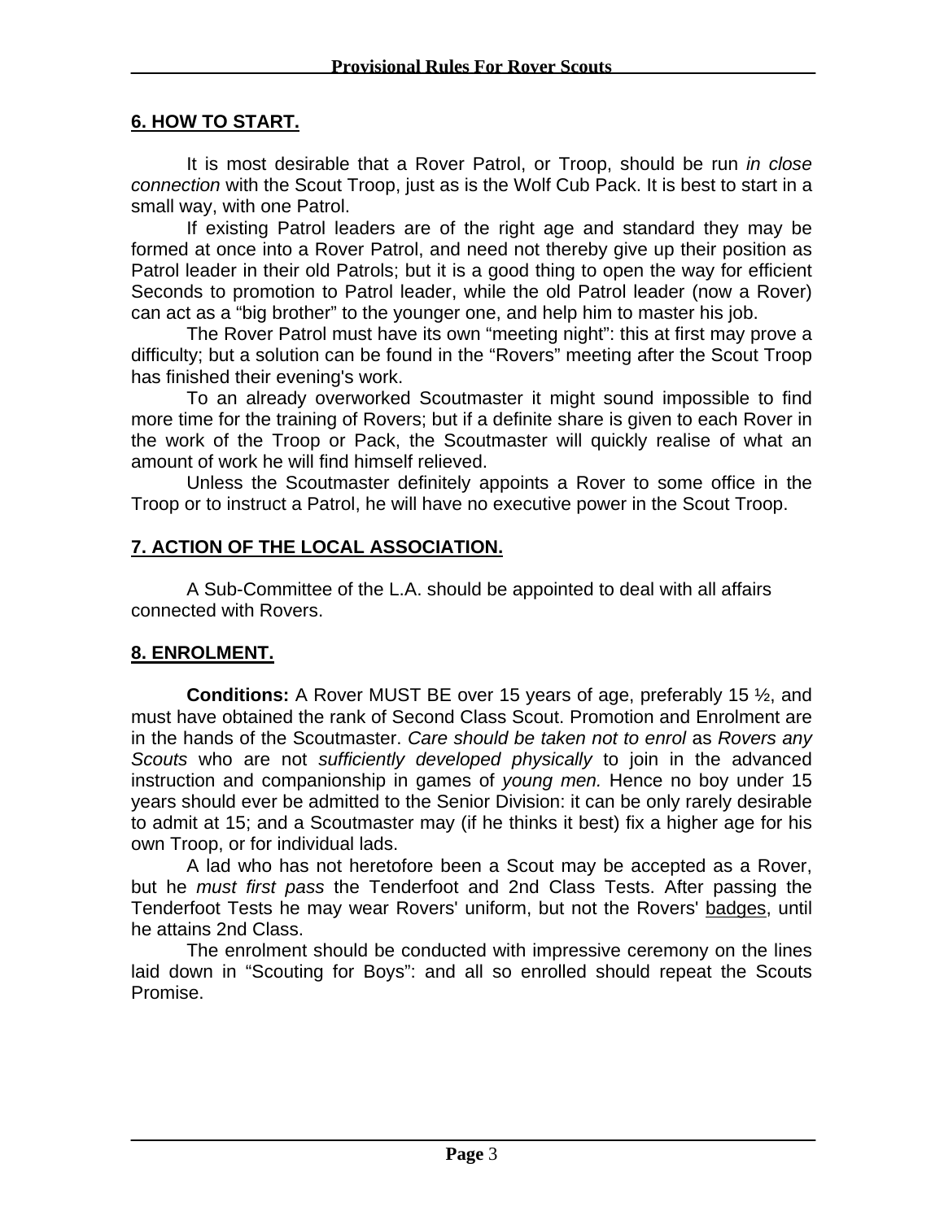## 6. HOW TO START.

It is most desirable that a Rover Patrol, or Troop, should be run *in close connection* with the Scout Troop, just as is the Wolf Cub Pack. It is best to start in a small way, with one Patrol.

If existing Patrol leaders are of the right age and standard they may be formed at once into a Rover Patrol, and need not thereby give up their position as Patrol leader in their old Patrols; but it is a good thing to open the way for efficient Seconds to promotion to Patrol leader, while the old Patrol leader (now a Rover) can act as a "big brother" to the younger one, and help him to master his job.

The Rover Patrol must have its own "meeting night": this at first may prove a difficulty; but a solution can be found in the "Rovers" meeting after the Scout Troop has finished their evening's work.

To an already overworked Scoutmaster it might sound impossible to find more time for the training of Rovers; but if a definite share is given to each Rover in the work of the Troop or Pack, the Scoutmaster will quickly realise of what an amount of work he will find himself relieved.

Unless the Scoutmaster definitely appoints a Rover to some office in the Troop or to instruct a Patrol, he will have no executive power in the Scout Troop.

## 7. ACTION OF THE LOCAL ASSOCIATION.

A Sub-Committee of the L.A. should be appointed to deal with all affairs connected with Rovers.

## 8. ENROLMENT.

**Conditions:** A Rover MUST BE over 15 years of age, preferably 15 ½, and must have obtained the rank of Second Class Scout. Promotion and Enrolment are in the hands of the Scoutmaster. *Care should be taken not to enrol* as *Rovers any Scouts* who are not *sufficiently developed physically* to join in the advanced instruction and companionship in games of *young men.* Hence no boy under 15 years should ever be admitted to the Senior Division: it can be only rarely desirable to admit at 15; and a Scoutmaster may (if he thinks it best) fix a higher age for his own Troop, or for individual lads.

A lad who has not heretofore been a Scout may be accepted as a Rover, but he *must first pass* the Tenderfoot and 2nd Class Tests. After passing the Tenderfoot Tests he may wear Rovers' uniform, but not the Rovers' <u>badges</u>, until he attains 2nd Class.

The enrolment should be conducted with impressive ceremony on the lines laid down in "Scouting for Boys": and all so enrolled should repeat the Scouts Promise.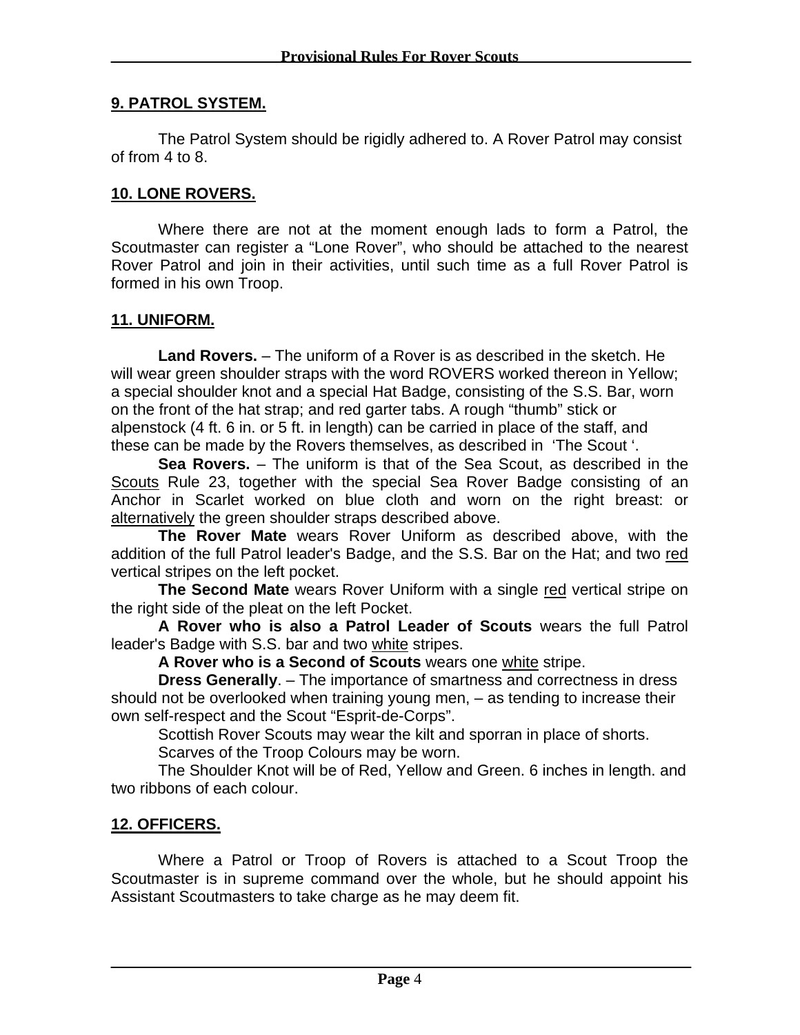## 9. PATROL SYSTEM.

The Patrol System should be rigidly adhered to. A Rover Patrol may consist of from 4 to 8.

## 10. LONE ROVERS.

Where there are not at the moment enough lads to form a Patrol, the Scoutmaster can register a "Lone Rover", who should be attached to the nearest Rover Patrol and join in their activities, until such time as a full Rover Patrol is formed in his own Troop.

## 11. UNIFORM.

**Land Rovers.** – The uniform of a Rover is as described in the sketch. He will wear green shoulder straps with the word ROVERS worked thereon in Yellow; a special shoulder knot and a special Hat Badge, consisting of the S.S. Bar, worn on the front of the hat strap; and red garter tabs. A rough "thumb" stick or alpenstock (4 ft. 6 in. or 5 ft. in length) can be carried in place of the staff, and these can be made by the Rovers themselves, as described in 'The Scout '.

**Sea Rovers.** – The uniform is that of the Sea Scout, as described in the Scouts Rule 23, together with the special Sea Rover Badge consisting of an Anchor in Scarlet worked on blue cloth and worn on the right breast: or alternatively the green shoulder straps described above.

**The Rover Mate** wears Rover Uniform as described above, with the addition of the full Patrol leader's Badge, and the S.S. Bar on the Hat; and two red vertical stripes on the left pocket.

**The Second Mate** wears Rover Uniform with a single red vertical stripe on the right side of the pleat on the left Pocket.

**A Rover who is also a Patrol Leader of Scouts** wears the full Patrol leader's Badge with S.S. bar and two white stripes.

**A Rover who is a Second of Scouts** wears one white stripe.

**Dress Generally**. – The importance of smartness and correctness in dress should not be overlooked when training young men, – as tending to increase their own self-respect and the Scout "Esprit-de-Corps".

Scottish Rover Scouts may wear the kilt and sporran in place of shorts.

Scarves of the Troop Colours may be worn.

The Shoulder Knot will be of Red, Yellow and Green. 6 inches in length. and two ribbons of each colour.

## 12. OFFICERS.

Where a Patrol or Troop of Rovers is attached to a Scout Troop the Scoutmaster is in supreme command over the whole, but he should appoint his Assistant Scoutmasters to take charge as he may deem fit.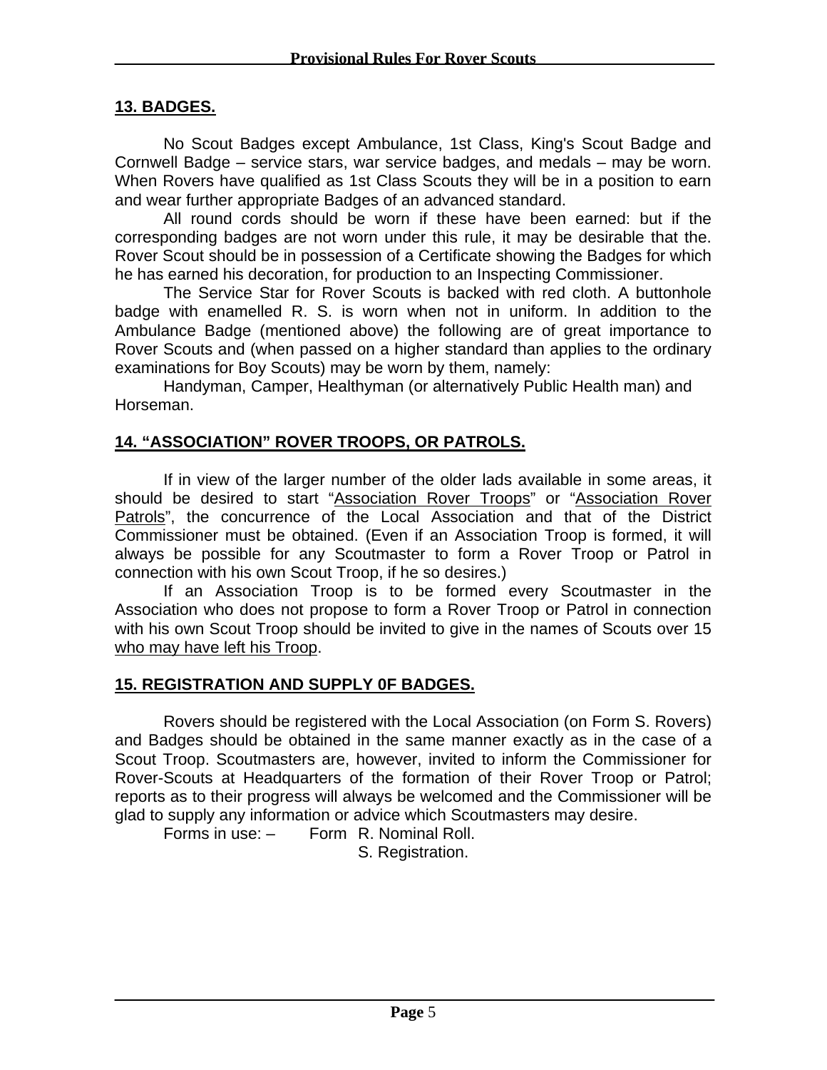## 13. BADGES.

No Scout Badges except Ambulance, 1st Class, King's Scout Badge and Cornwell Badge – service stars, war service badges, and medals – may be worn. When Rovers have qualified as 1st Class Scouts they will be in a position to earn and wear further appropriate Badges of an advanced standard.

All round cords should be worn if these have been earned: but if the corresponding badges are not worn under this rule, it may be desirable that the. Rover Scout should be in possession of a Certificate showing the Badges for which he has earned his decoration, for production to an Inspecting Commissioner.

The Service Star for Rover Scouts is backed with red cloth. A buttonhole badge with enamelled R. S. is worn when not in uniform. In addition to the Ambulance Badge (mentioned above) the following are of great importance to Rover Scouts and (when passed on a higher standard than applies to the ordinary examinations for Boy Scouts) may be worn by them, namely:

Handyman, Camper, Healthyman (or alternatively Public Health man) and Horseman.

## 14. "ASSOCIATION" ROVER TROOPS, OR PATROLS.

If in view of the larger number of the older lads available in some areas, it should be desired to start "Association Rover Troops" or "Association Rover Patrols", the concurrence of the Local Association and that of the District Commissioner must be obtained. (Even if an Association Troop is formed, it will always be possible for any Scoutmaster to form a Rover Troop or Patrol in connection with his own Scout Troop, if he so desires.)

If an Association Troop is to be formed every Scoutmaster in the Association who does not propose to form a Rover Troop or Patrol in connection with his own Scout Troop should be invited to give in the names of Scouts over 15 who may have left his Troop.

## 15. REGISTRATION AND SUPPLY 0F BADGES.

Rovers should be registered with the Local Association (on Form S. Rovers) and Badges should be obtained in the same manner exactly as in the case of a Scout Troop. Scoutmasters are, however, invited to inform the Commissioner for Rover-Scouts at Headquarters of the formation of their Rover Troop or Patrol; reports as to their progress will always be welcomed and the Commissioner will be glad to supply any information or advice which Scoutmasters may desire.

Forms in use: – Form R. Nominal Roll.
S. Registration.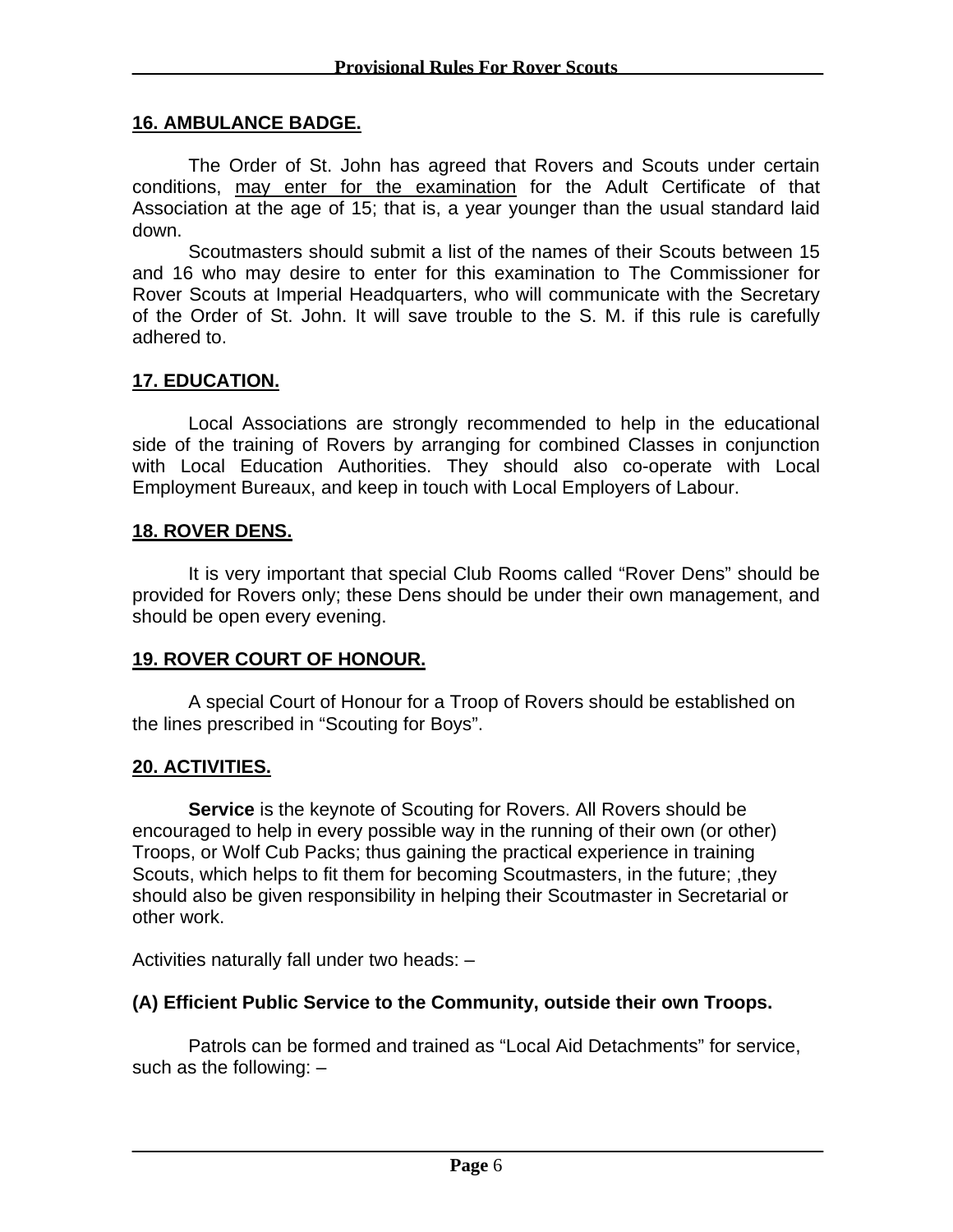## 16. AMBULANCE BADGE.

The Order of St. John has agreed that Rovers and Scouts under certain conditions, <u>may enter for the examination</u> for the Adult Certificate of that Association at the age of 15; that is, a year younger than the usual standard laid down.

Scoutmasters should submit a list of the names of their Scouts between 15 and 16 who may desire to enter for this examination to The Commissioner for Rover Scouts at Imperial Headquarters, who will communicate with the Secretary of the Order of St. John. It will save trouble to the S. M. if this rule is carefully adhered to.

## 17. EDUCATION.

Local Associations are strongly recommended to help in the educational side of the training of Rovers by arranging for combined Classes in conjunction with Local Education Authorities. They should also co-operate with Local Employment Bureaux, and keep in touch with Local Employers of Labour.

## 18. ROVER DENS.

It is very important that special Club Rooms called "Rover Dens" should be provided for Rovers only; these Dens should be under their own management, and should be open every evening.

## 19. ROVER COURT OF HONOUR.

A special Court of Honour for a Troop of Rovers should be established on the lines prescribed in "Scouting for Boys".

## 20. ACTIVITIES.

**Service** is the keynote of Scouting for Rovers. All Rovers should be encouraged to help in every possible way in the running of their own (or other) Troops, or Wolf Cub Packs; thus gaining the practical experience in training Scouts, which helps to fit them for becoming Scoutmasters, in the future; ,they should also be given responsibility in helping their Scoutmaster in Secretarial or other work.

Activities naturally fall under two heads: –

### (A) Efficient Public Service to the Community, outside their own Troops.

Patrols can be formed and trained as "Local Aid Detachments" for service, such as the following: –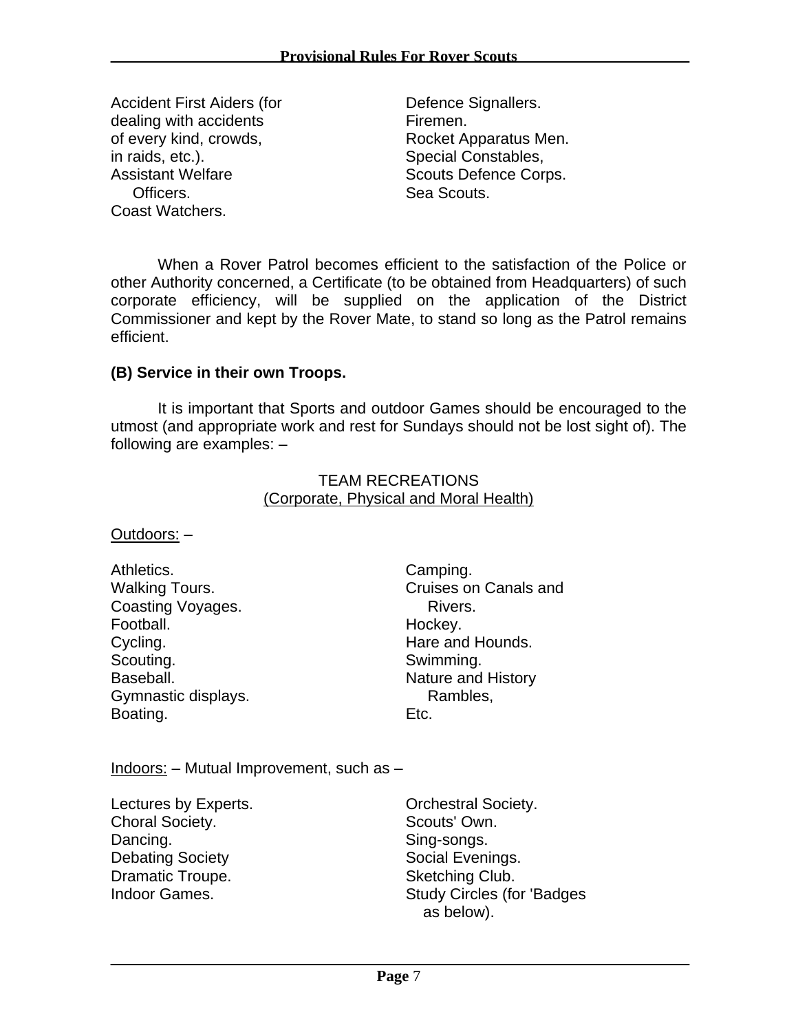Accident First Aiders (for dealing with accidents of every kind, crowds, in raids, etc.).
Assistant Welfare Officers.
Coast Watchers.
Defence Signallers.
Firemen.
Rocket Apparatus Men.
Special Constables,
Scouts Defence Corps.
Sea Scouts.

When a Rover Patrol becomes efficient to the satisfaction of the Police or other Authority concerned, a Certificate (to be obtained from Headquarters) of such corporate efficiency, will be supplied on the application of the District Commissioner and kept by the Rover Mate, to stand so long as the Patrol remains efficient.

**(B) Service in their own Troops.**

It is important that Sports and outdoor Games should be encouraged to the utmost (and appropriate work and rest for Sundays should not be lost sight of). The following are examples: –

TEAM RECREATIONS
(Corporate, Physical and Moral Health)

Outdoors: –

Athletics.
Walking Tours.
Coasting Voyages.
Football.
Cycling.
Scouting.
Baseball.
Gymnastic displays.
Boating.
Camping.
Cruises on Canals and Rivers.
Hockey.
Hare and Hounds.
Swimming.
Nature and History Rambles,
Etc.

Indoors: – Mutual Improvement, such as –

Lectures by Experts.
Choral Society.
Dancing.
Debating Society
Dramatic Troupe.
Indoor Games.
Orchestral Society.
Scouts' Own.
Sing-songs.
Social Evenings.
Sketching Club.
Study Circles (for 'Badges as below).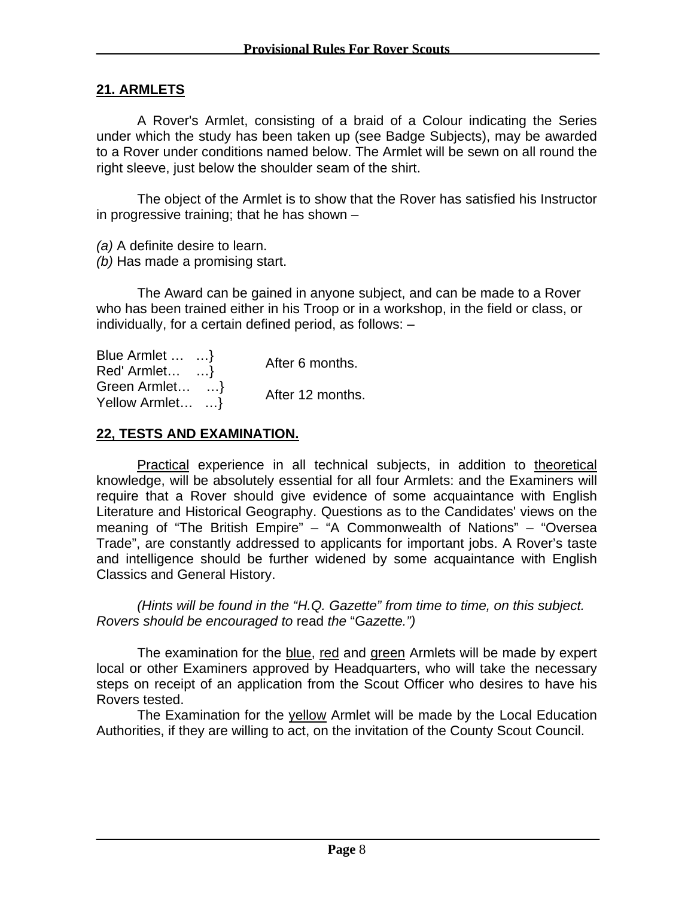## 21. ARMLETS

A Rover's Armlet, consisting of a braid of a Colour indicating the Series under which the study has been taken up (see Badge Subjects), may be awarded to a Rover under conditions named below. The Armlet will be sewn on all round the right sleeve, just below the shoulder seam of the shirt.

The object of the Armlet is to show that the Rover has satisfied his Instructor in progressive training; that he has shown –

*(a)* A definite desire to learn.
*(b)* Has made a promising start.

The Award can be gained in anyone subject, and can be made to a Rover who has been trained either in his Troop or in a workshop, in the field or class, or individually, for a certain defined period, as follows: –

| | |
|---|---|
| Blue Armlet … …}<br>Red' Armlet… …} | After 6 months. |
| Green Armlet… …}<br>Yellow Armlet… …} | After 12 months. |

## 22, TESTS AND EXAMINATION.

Practical experience in all technical subjects, in addition to theoretical knowledge, will be absolutely essential for all four Armlets: and the Examiners will require that a Rover should give evidence of some acquaintance with English Literature and Historical Geography. Questions as to the Candidates' views on the meaning of "The British Empire" – "A Commonwealth of Nations" – "Oversea Trade", are constantly addressed to applicants for important jobs. A Rover's taste and intelligence should be further widened by some acquaintance with English Classics and General History.

*(Hints will be found in the "H.Q. Gazette" from time to time, on this subject. Rovers should be encouraged to* read *the* "G*azette.")*

The examination for the blue, red and green Armlets will be made by expert local or other Examiners approved by Headquarters, who will take the necessary steps on receipt of an application from the Scout Officer who desires to have his Rovers tested.

The Examination for the yellow Armlet will be made by the Local Education Authorities, if they are willing to act, on the invitation of the County Scout Council.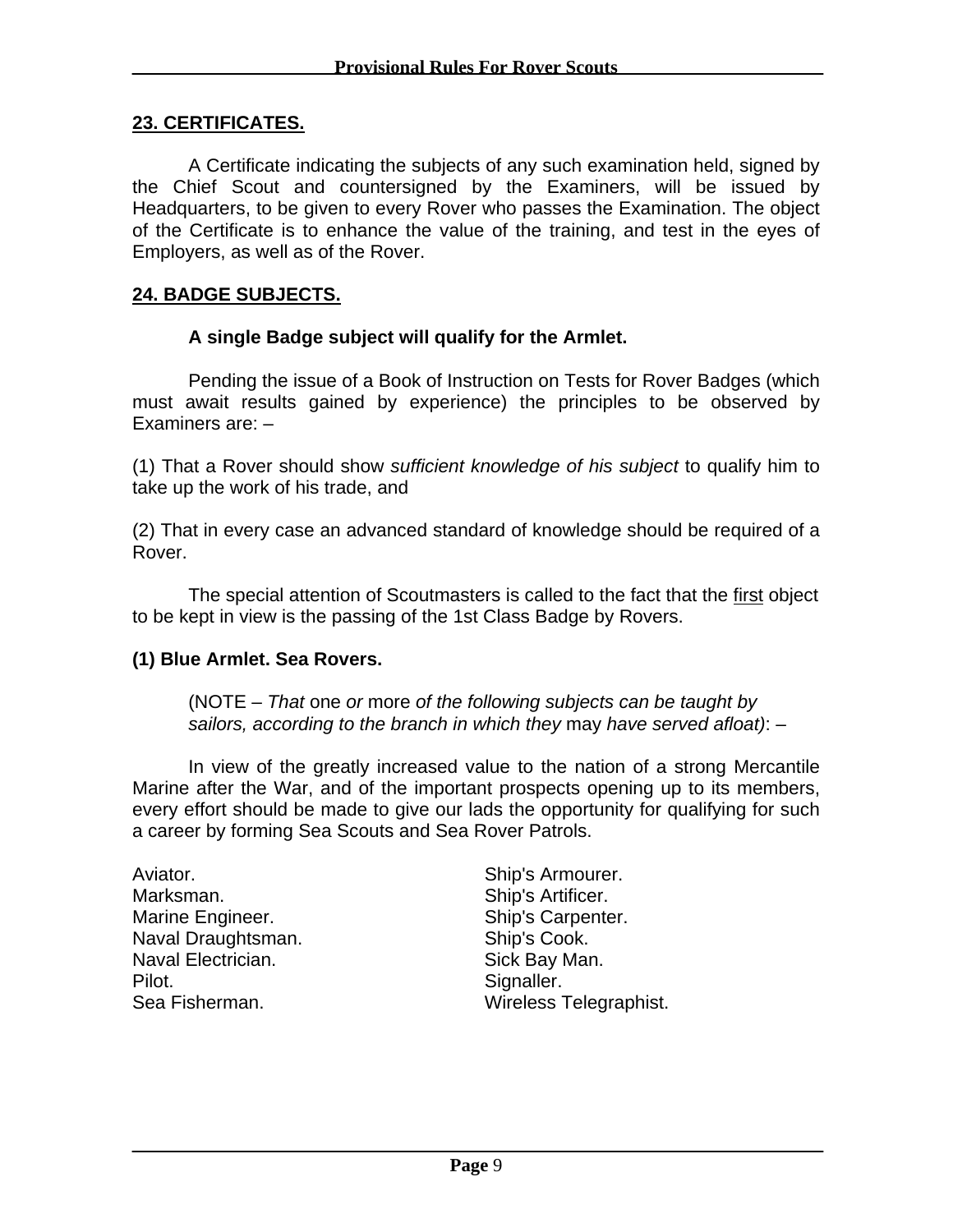## 23. CERTIFICATES.

A Certificate indicating the subjects of any such examination held, signed by the Chief Scout and countersigned by the Examiners, will be issued by Headquarters, to be given to every Rover who passes the Examination. The object of the Certificate is to enhance the value of the training, and test in the eyes of Employers, as well as of the Rover.

## 24. BADGE SUBJECTS.

**A single Badge subject will qualify for the Armlet.**

Pending the issue of a Book of Instruction on Tests for Rover Badges (which must await results gained by experience) the principles to be observed by Examiners are: –

(1) That a Rover should show *sufficient knowledge of his subject* to qualify him to take up the work of his trade, and

(2) That in every case an advanced standard of knowledge should be required of a Rover.

The special attention of Scoutmasters is called to the fact that the <u>first</u> object to be kept in view is the passing of the 1st Class Badge by Rovers.

### (1) Blue Armlet. Sea Rovers.

(NOTE – *That* one *or* more *of the following subjects can be taught by sailors, according to the branch in which they* may *have served afloat)*: –

In view of the greatly increased value to the nation of a strong Mercantile Marine after the War, and of the important prospects opening up to its members, every effort should be made to give our lads the opportunity for qualifying for such a career by forming Sea Scouts and Sea Rover Patrols.

Aviator.
Marksman.
Marine Engineer.
Naval Draughtsman.
Naval Electrician.
Pilot.
Sea Fisherman.
Ship's Armourer.
Ship's Artificer.
Ship's Carpenter.
Ship's Cook.
Sick Bay Man.
Signaller.
Wireless Telegraphist.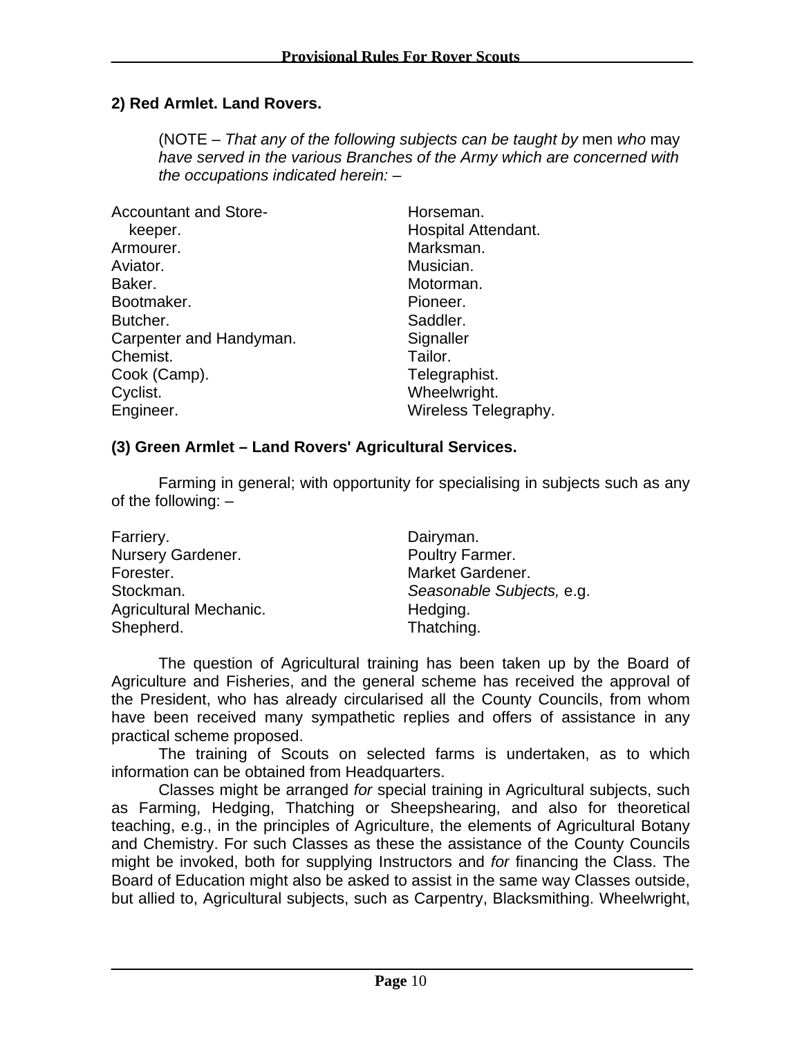**2) Red Armlet. Land Rovers.**

> (NOTE – *That any of the following subjects can be taught by* men *who* may *have served in the various Branches of the Army which are concerned with the occupations indicated herein:* –

Accountant and Store-keeper.
Armourer.
Aviator.
Baker.
Bootmaker.
Butcher.
Carpenter and Handyman.
Chemist.
Cook (Camp).
Cyclist.
Engineer.
Horseman.
Hospital Attendant.
Marksman.
Musician.
Motorman.
Pioneer.
Saddler.
Signaller
Tailor.
Telegraphist.
Wheelwright.
Wireless Telegraphy.

**(3) Green Armlet – Land Rovers' Agricultural Services.**

Farming in general; with opportunity for specialising in subjects such as any of the following: –

Farriery.
Nursery Gardener.
Forester.
Stockman.
Agricultural Mechanic.
Shepherd.
Dairyman.
Poultry Farmer.
Market Gardener.
*Seasonable Subjects,* e.g.
Hedging.
Thatching.

The question of Agricultural training has been taken up by the Board of Agriculture and Fisheries, and the general scheme has received the approval of the President, who has already circularised all the County Councils, from whom have been received many sympathetic replies and offers of assistance in any practical scheme proposed.

The training of Scouts on selected farms is undertaken, as to which information can be obtained from Headquarters.

Classes might be arranged *for* special training in Agricultural subjects, such as Farming, Hedging, Thatching or Sheepshearing, and also for theoretical teaching, e.g., in the principles of Agriculture, the elements of Agricultural Botany and Chemistry. For such Classes as these the assistance of the County Councils might be invoked, both for supplying Instructors and *for* financing the Class. The Board of Education might also be asked to assist in the same way Classes outside, but allied to, Agricultural subjects, such as Carpentry, Blacksmithing. Wheelwright,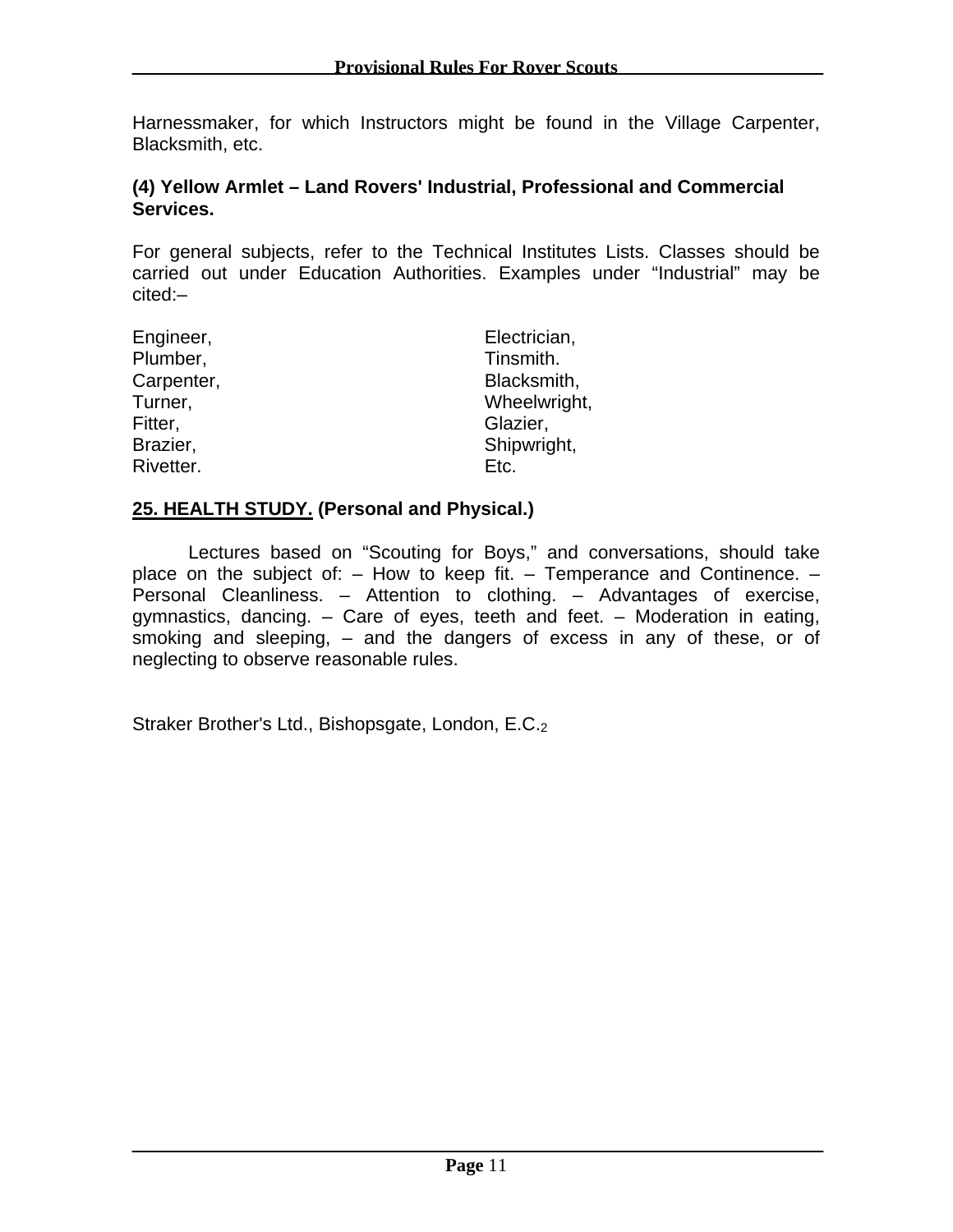Harnessmaker, for which Instructors might be found in the Village Carpenter, Blacksmith, etc.

**(4) Yellow Armlet – Land Rovers' Industrial, Professional and Commercial Services.**

For general subjects, refer to the Technical Institutes Lists. Classes should be carried out under Education Authorities. Examples under "Industrial" may be cited:–

| | |
|---|---|
| Engineer, | Electrician, |
| Plumber, | Tinsmith. |
| Carpenter, | Blacksmith, |
| Turner, | Wheelwright, |
| Fitter, | Glazier, |
| Brazier, | Shipwright, |
| Rivetter. | Etc. |

## <u>25. HEALTH STUDY.</u> (Personal and Physical.)

Lectures based on "Scouting for Boys," and conversations, should take place on the subject of: – How to keep fit. – Temperance and Continence. – Personal Cleanliness. – Attention to clothing. – Advantages of exercise, gymnastics, dancing. – Care of eyes, teeth and feet. – Moderation in eating, smoking and sleeping, – and the dangers of excess in any of these, or of neglecting to observe reasonable rules.

Straker Brother's Ltd., Bishopsgate, London, E.C.2